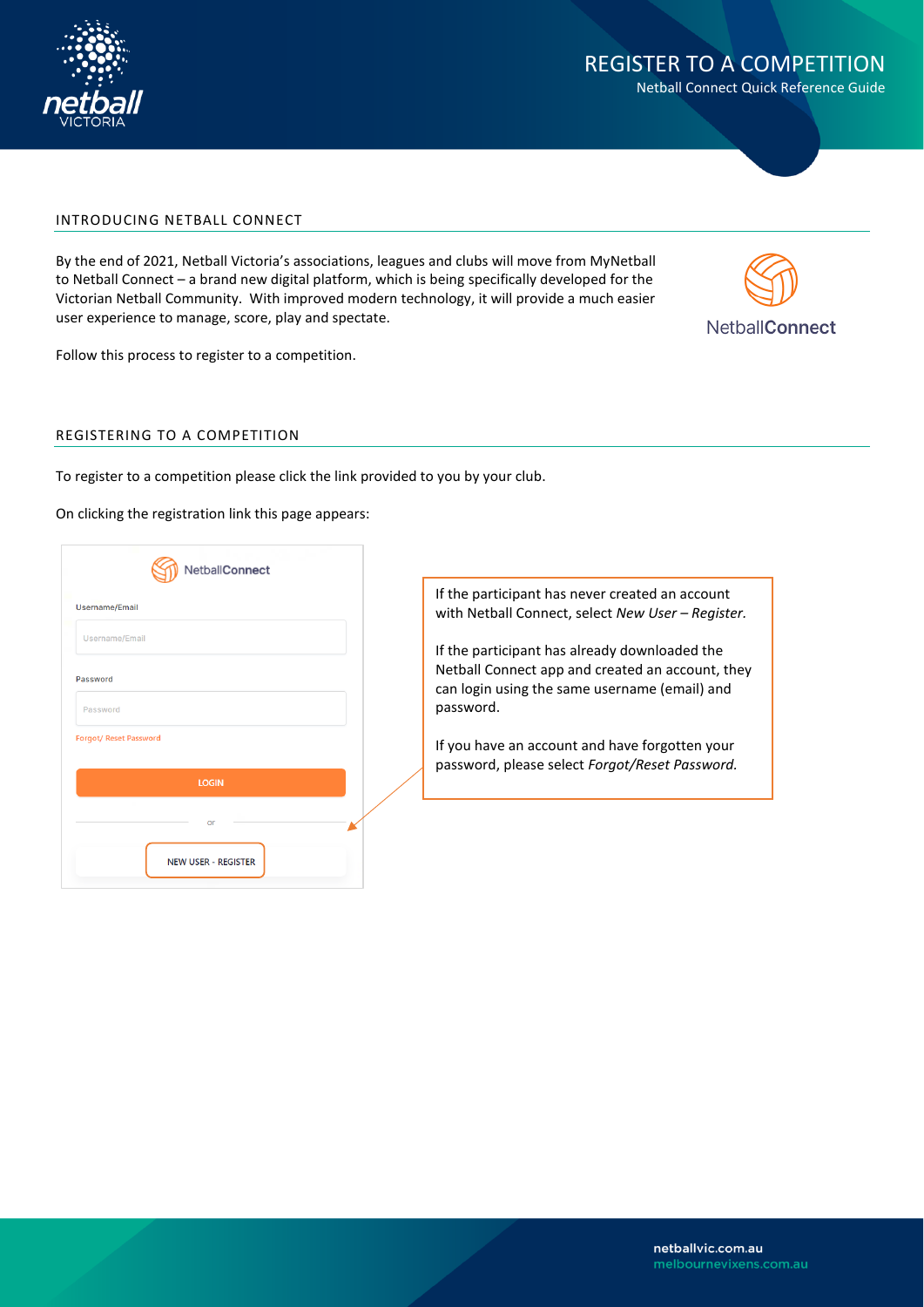# REGISTER TO A COMPETITION

Netball Connect Quick Reference Guide

## INTRODUCING NETBALL CONNECT

By the end of 2021, Netball Victoria's associations, leagues and clubs will move from MyNetball to Netball Connect – a brand new digital platform, which is being specifically developed for the Victorian Netball Community. With improved modern technology, it will provide a much easier user experience to manage, score, play and spectate.

Follow this process to register to a competition.

## REGISTERING TO A COMPETITION

To register to a competition please click the link provided to you by your club.

On clicking the registration link this page appears:

If the participant has never created an account with Netball Connect, select *New User – Register.*

If the participant has already downloaded the Netball Connect app and created an account, they can login using the same username (email) and password.

If you have an account and have forgotten your password, please select *Forgot/Reset Password.*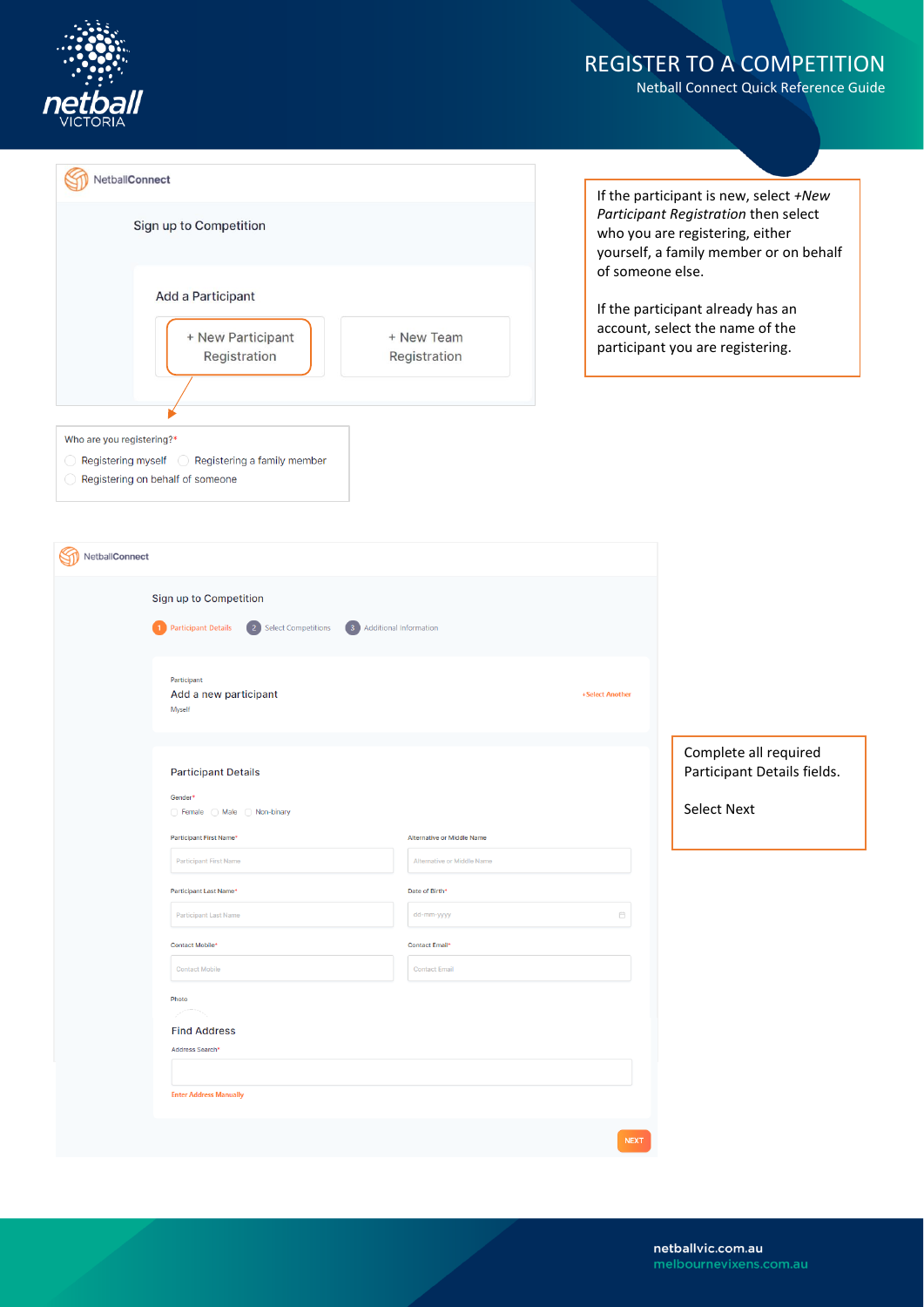# REGISTER TO A COMPETITION

Netball Connect Quick Reference Guide

NetballConnect

Sign up to Competition

Add a Participant

+ New Participant Registration

+ New Team Registration

Who are you registering?*

- Registering myself
- Registering a family member
- Registering on behalf of someone

If the participant is new, select *+New Participant Registration* then select who you are registering, either yourself, a family member or on behalf of someone else.

If the participant already has an account, select the name of the participant you are registering.

NetballConnect

Sign up to Competition

1 Participant Details   2 Select Competitions   3 Additional Information

Participant

Add a new participant

Myself

+Select Another

Participant Details

Gender*

- Female
- Male
- Non-binary

| Participant First Name* | Alternative or Middle Name |
| --- | --- |
| Participant First Name | Alternative or Middle Name |
| **Participant Last Name*** | **Date of Birth*** |
| Participant Last Name | dd-mm-yyyy |
| **Contact Mobile*** | **Contact Email*** |
| Contact Mobile | Contact Email |

Photo

Find Address

Address Search*

Enter Address Manually

NEXT

Complete all required Participant Details fields.

Select Next

netballvic.com.au
melbournevixens.com.au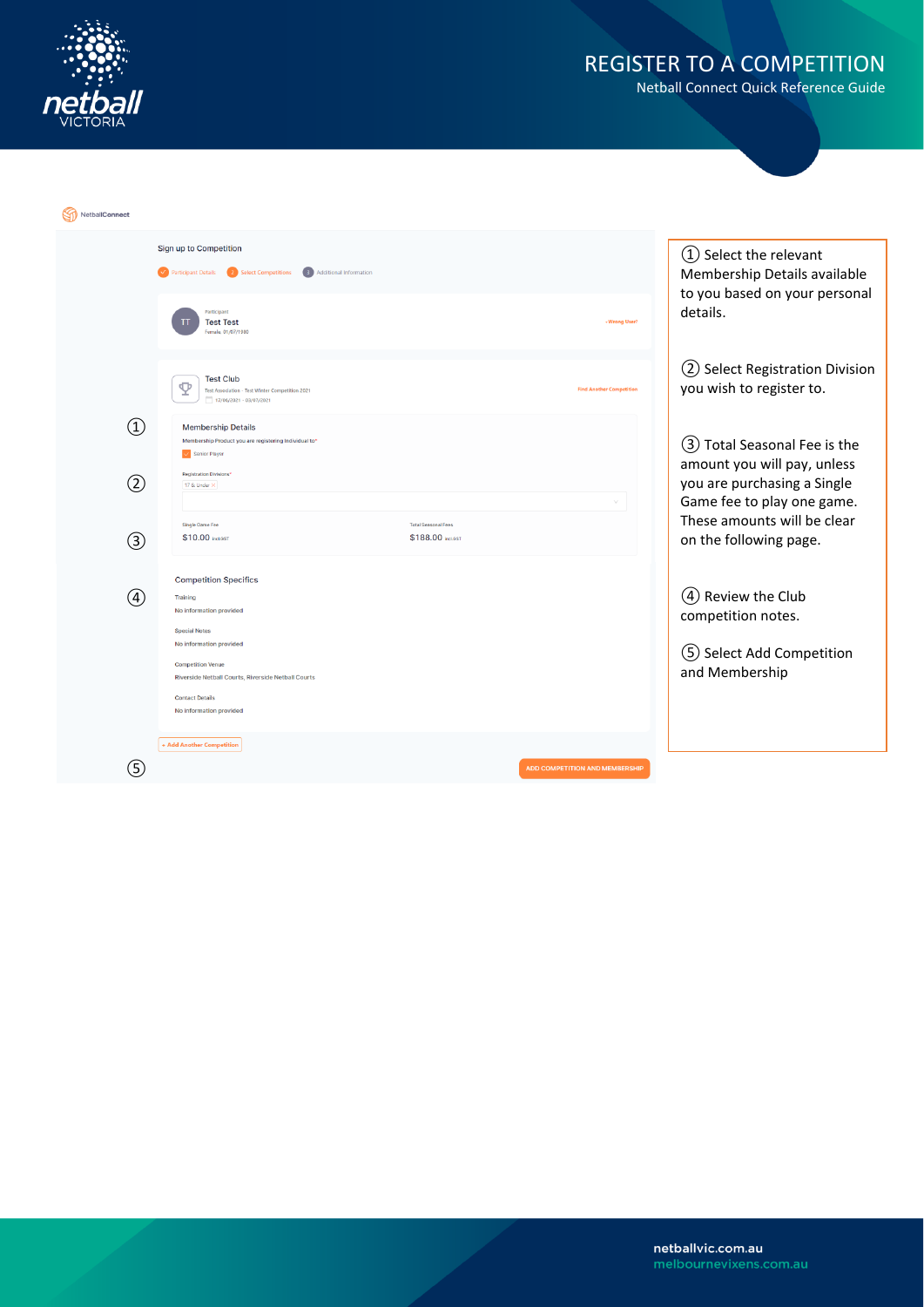# REGISTER TO A COMPETITION

Netball Connect Quick Reference Guide

NetballConnect

Sign up to Competition

Participant Details | Select Competitions | Additional Information

Participant
Test Test
Female, 01/07/1980

Wrong User?

Test Club
Test Association - Test Winter Competition 2021
17/06/2021 - 03/07/2021

Find Another Competition

① Membership Details

Membership Product you are registering individual to*

Senior Player

② Registration Divisions*

17 & Under

③ Single Game Fee
$10.00 incl.GST

Total Seasonal Fees
$188.00 incl.GST

④ Competition Specifics

Training
No information provided

Special Notes
No information provided

Competition Venue
Riverside Netball Courts, Riverside Netball Courts

Contact Details
No information provided

+ Add Another Competition

⑤ ADD COMPETITION AND MEMBERSHIP

---

① Select the relevant Membership Details available to you based on your personal details.

② Select Registration Division you wish to register to.

③ Total Seasonal Fee is the amount you will pay, unless you are purchasing a Single Game fee to play one game. These amounts will be clear on the following page.

④ Review the Club competition notes.

⑤ Select Add Competition and Membership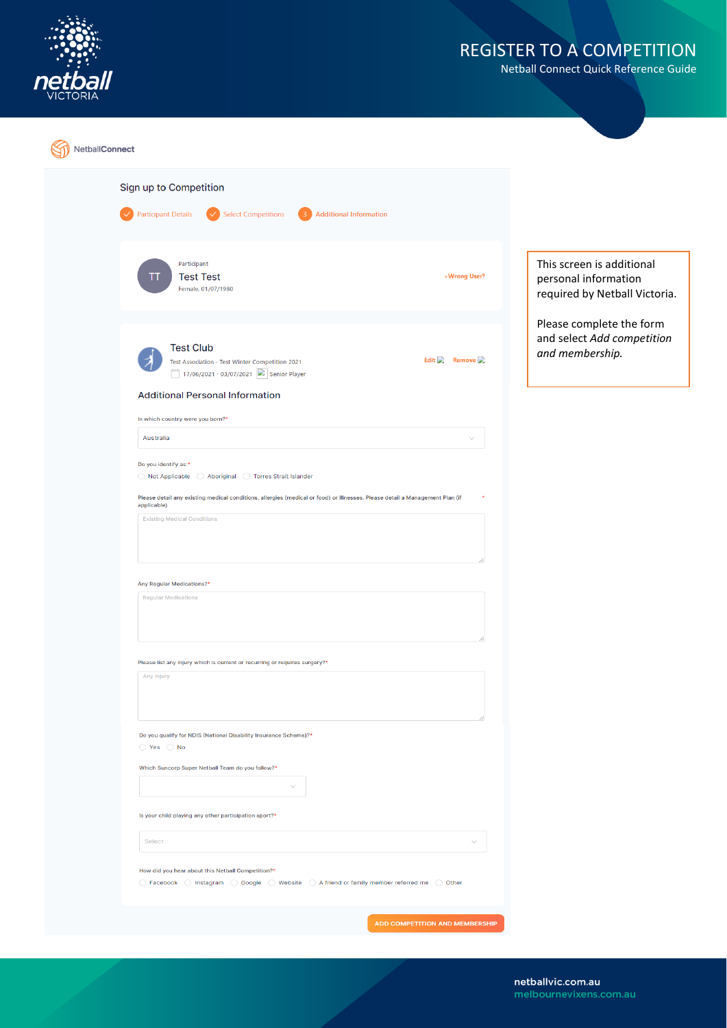NetballConnect

## Sign up to Competition

Participant Details — Select Competitions — 3 Additional Information

Participant

**Test Test**

Female, 01/07/1980

+Wrong User?

**Test Club**

Test Association - Test Winter Competition 2021

17/06/2021 - 03/07/2021 Senior Player

Edit Remove

### Additional Personal Information

In which country were you born?*

Australia

Do you identify as:*

Not Applicable / Aboriginal / Torres Strait Islander

Please detail any existing medical conditions, allergies (medical or food) or illnesses. Please detail a Management Plan (if applicable) *

Existing Medical Conditions

Any Regular Medications?*

Regular Medications

Please list any injury which is current or recurring or requires surgery?*

Any Injury

Do you qualify for NDIS (National Disability Insurance Scheme)?*

Yes / No

Which Suncorp Super Netball Team do you follow?*

Is your child playing any other participation sport?*

Select

How did you hear about this Netball Competition?*

Facebook / Instagram / Google / Website / A friend or family member referred me / Other

ADD COMPETITION AND MEMBERSHIP

This screen is additional personal information required by Netball Victoria.

Please complete the form and select *Add competition and membership.*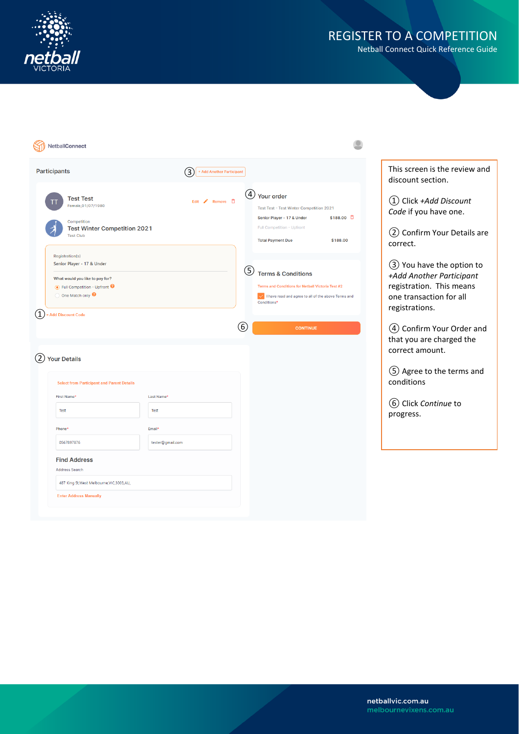# REGISTER TO A COMPETITION

Netball Connect Quick Reference Guide

NetballConnect

## Participants

③ + Add Another Participant

**Test Test**
Female, 01/07/1980

Edit Remove

Competition
**Test Winter Competition 2021**
Test Club

Registration(s)
Senior Player - 17 & Under

What would you like to pay for?
- Full Competition - Upfront
- One Match only

① + Add Discount Code

④ **Your order**

Test Test - Test Winter Competition 2021

Senior Player - 17 & Under $188.00

Full Competition - Upfront

Total Payment Due $188.00

⑤ **Terms & Conditions**

Terms and Conditions for Netball Victoria Test #2

I have read and agree to all of the above Terms and Conditions*

⑥ CONTINUE

② **Your Details**

Select from Participant and Parent Details

First Name* Test

Last Name* Test

Phone* 0567897876

Email* tester@gmail.com

**Find Address**

Address Search

487 King St,West Melbourne,VIC,3003,AU,

Enter Address Manually

---

This screen is the review and discount section.

① Click *+Add Discount Code* if you have one.

② Confirm Your Details are correct.

③ You have the option to *+Add Another Participant* registration. This means one transaction for all registrations.

④ Confirm Your Order and that you are charged the correct amount.

⑤ Agree to the terms and conditions

⑥ Click *Continue* to progress.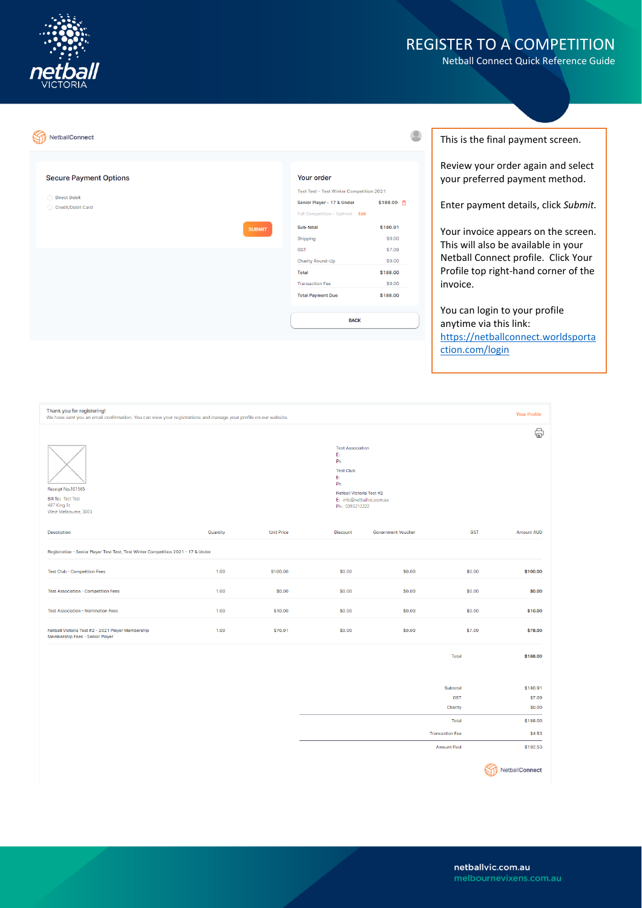# REGISTER TO A COMPETITION

Netball Connect Quick Reference Guide

NetballConnect

**Secure Payment Options**

- Direct Debit
- Credit/Debit Card

SUBMIT

**Your order**

Test Test - Test Winter Competition 2021

| | |
|---|---|
| Senior Player - 17 & Under | $188.00 |
| Full Competition - Upfront Edit | |
| Sub-total | $180.91 |
| Shipping | $0.00 |
| GST | $7.09 |
| Charity Round-Up | $0.00 |
| Total | $188.00 |
| Transaction Fee | $0.00 |
| Total Payment Due | $188.00 |

BACK

This is the final payment screen.

Review your order again and select your preferred payment method.

Enter payment details, click *Submit.*

Your invoice appears on the screen. This will also be available in your Netball Connect profile. Click Your Profile top right-hand corner of the invoice.

You can login to your profile anytime via this link: https://netballconnect.worldsportaction.com/login

Thank you for registering!
We have sent you an email confirmation. You can view your registrations and manage your profile on our website.

Your Profile

Receipt No.101565
Bill To: Test Test
487 King St
West Melbourne, 3003

Test Association
E:
Ph:
Test Club
E:
Ph:
Netball Victoria Test #2
E: info@netballvic.com.au
Ph: 0393212222

| Description | Quantity | Unit Price | Discount | Government Voucher | GST | Amount AUD |
|---|---|---|---|---|---|---|
| Registration - Senior Player Test Test, Test Winter Competition 2021 - 17 & Under | | | | | | |
| Test Club - Competition Fees | 1.00 | $100.00 | $0.00 | $0.00 | $0.00 | $100.00 |
| Test Association - Competition Fees | 1.00 | $0.00 | $0.00 | $0.00 | $0.00 | $0.00 |
| Test Association - Nomination Fees | 1.00 | $10.00 | $0.00 | $0.00 | $0.00 | $10.00 |
| Netball Victoria Test #2 - 2021 Player Membership Membership Fees - Senior Player | 1.00 | $70.91 | $0.00 | $0.00 | $7.09 | $78.00 |
| | | | | | Total | $188.00 |

| | |
|---|---|
| Subtotal | $180.91 |
| GST | $7.09 |
| Charity | $0.00 |
| Total | $188.00 |
| Transaction Fee | $4.53 |
| Amount Paid | $192.53 |

NetballConnect

netballvic.com.au
melbournevixens.com.au